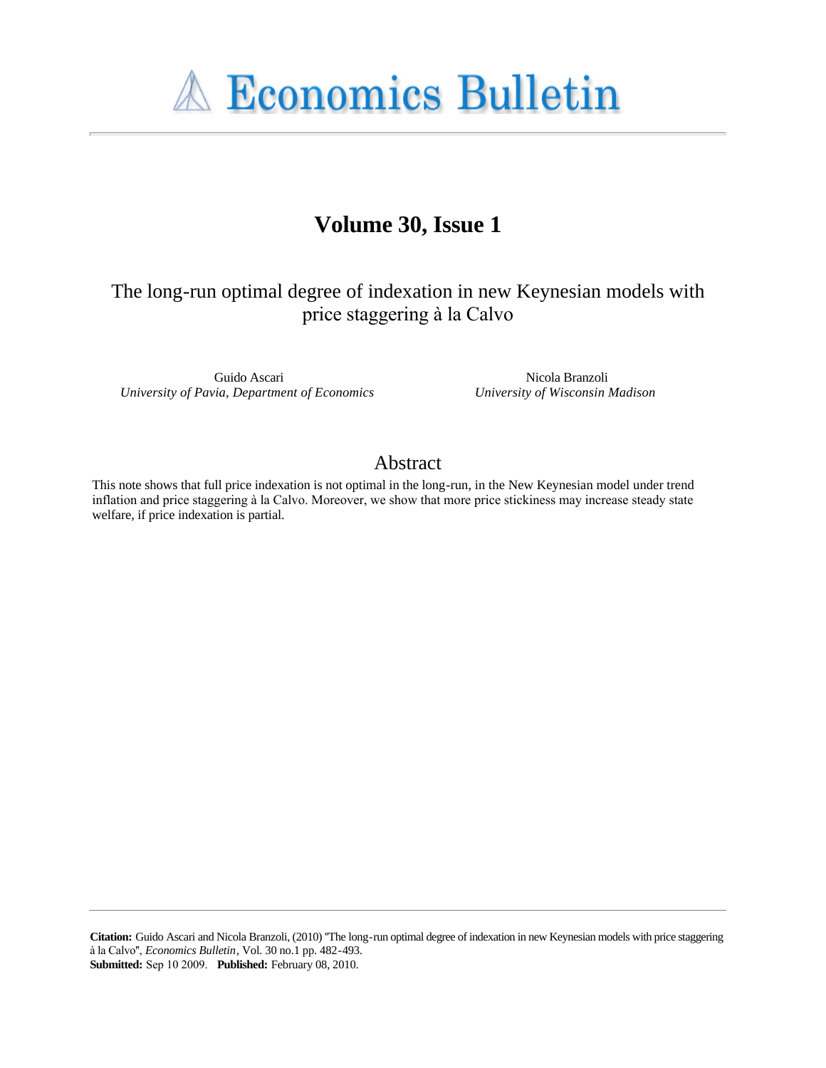# Economics Bulletin

## Volume 30, Issue 1

### The long-run optimal degree of indexation in new Keynesian models with price staggering à la Calvo

Guido Ascari
*University of Pavia, Department of Economics*

Nicola Branzoli
*University of Wisconsin Madison*

## Abstract

This note shows that full price indexation is not optimal in the long-run, in the New Keynesian model under trend inflation and price staggering à la Calvo. Moreover, we show that more price stickiness may increase steady state welfare, if price indexation is partial.

**Citation:** Guido Ascari and Nicola Branzoli, (2010) ''The long-run optimal degree of indexation in new Keynesian models with price staggering à la Calvo'', *Economics Bulletin*, Vol. 30 no.1 pp. 482-493.
**Submitted:** Sep 10 2009. **Published:** February 08, 2010.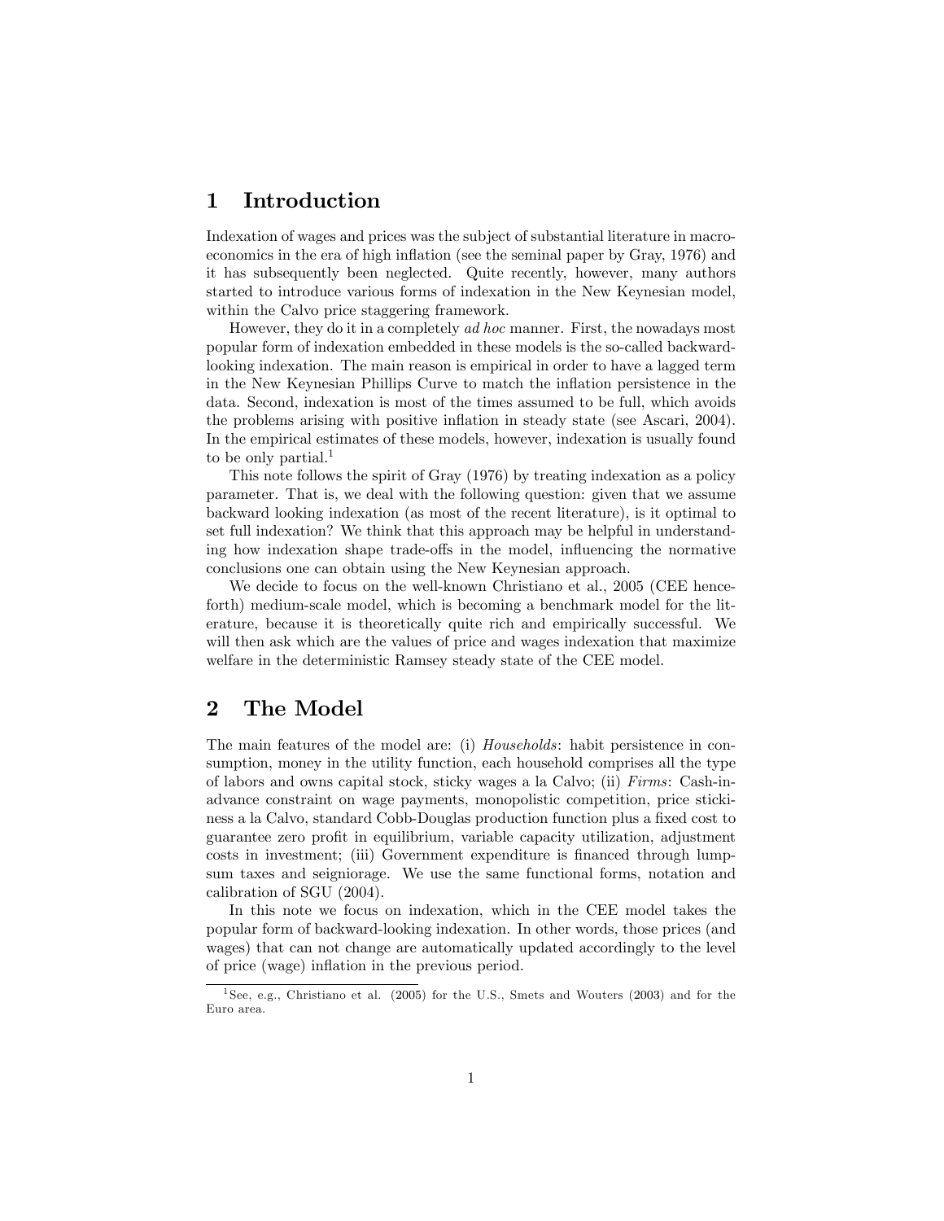# 1 Introduction

Indexation of wages and prices was the subject of substantial literature in macroeconomics in the era of high inflation (see the seminal paper by Gray, 1976) and it has subsequently been neglected. Quite recently, however, many authors started to introduce various forms of indexation in the New Keynesian model, within the Calvo price staggering framework.

However, they do it in a completely *ad hoc* manner. First, the nowadays most popular form of indexation embedded in these models is the so-called backward-looking indexation. The main reason is empirical in order to have a lagged term in the New Keynesian Phillips Curve to match the inflation persistence in the data. Second, indexation is most of the times assumed to be full, which avoids the problems arising with positive inflation in steady state (see Ascari, 2004). In the empirical estimates of these models, however, indexation is usually found to be only partial.[1]

This note follows the spirit of Gray (1976) by treating indexation as a policy parameter. That is, we deal with the following question: given that we assume backward looking indexation (as most of the recent literature), is it optimal to set full indexation? We think that this approach may be helpful in understanding how indexation shape trade-offs in the model, influencing the normative conclusions one can obtain using the New Keynesian approach.

We decide to focus on the well-known Christiano et al., 2005 (CEE henceforth) medium-scale model, which is becoming a benchmark model for the literature, because it is theoretically quite rich and empirically successful. We will then ask which are the values of price and wages indexation that maximize welfare in the deterministic Ramsey steady state of the CEE model.

# 2 The Model

The main features of the model are: (i) *Households*: habit persistence in consumption, money in the utility function, each household comprises all the type of labors and owns capital stock, sticky wages a la Calvo; (ii) *Firms*: Cash-in-advance constraint on wage payments, monopolistic competition, price stickiness a la Calvo, standard Cobb-Douglas production function plus a fixed cost to guarantee zero profit in equilibrium, variable capacity utilization, adjustment costs in investment; (iii) Government expenditure is financed through lump-sum taxes and seigniorage. We use the same functional forms, notation and calibration of SGU (2004).

In this note we focus on indexation, which in the CEE model takes the popular form of backward-looking indexation. In other words, those prices (and wages) that can not change are automatically updated accordingly to the level of price (wage) inflation in the previous period.

[1] See, e.g., Christiano et al. (2005) for the U.S., Smets and Wouters (2003) and for the Euro area.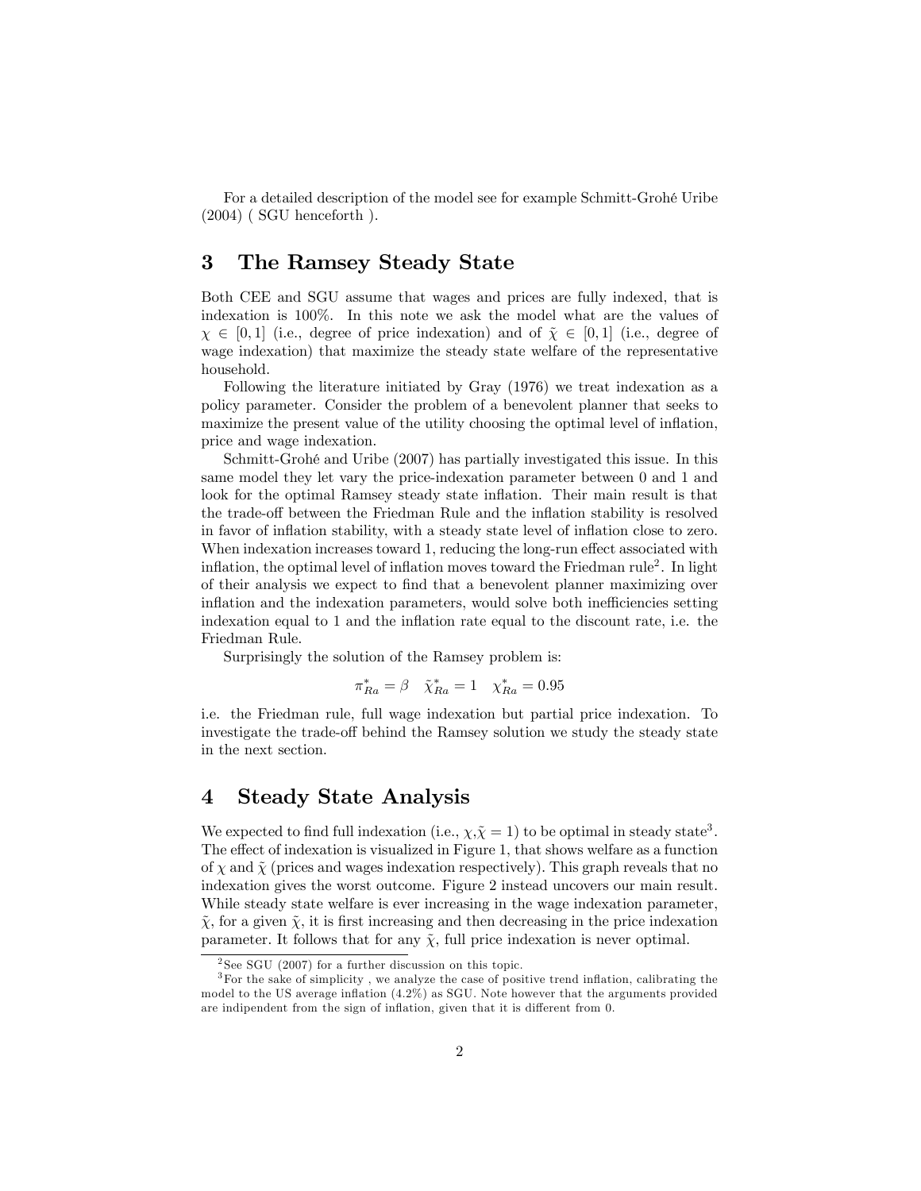For a detailed description of the model see for example Schmitt-Grohé Uribe (2004) ( SGU henceforth ).

## 3 The Ramsey Steady State

Both CEE and SGU assume that wages and prices are fully indexed, that is indexation is 100%. In this note we ask the model what are the values of $\chi \in [0,1]$ (i.e., degree of price indexation) and of $\tilde{\chi} \in [0,1]$ (i.e., degree of wage indexation) that maximize the steady state welfare of the representative household.

Following the literature initiated by Gray (1976) we treat indexation as a policy parameter. Consider the problem of a benevolent planner that seeks to maximize the present value of the utility choosing the optimal level of inflation, price and wage indexation.

Schmitt-Grohé and Uribe (2007) has partially investigated this issue. In this same model they let vary the price-indexation parameter between 0 and 1 and look for the optimal Ramsey steady state inflation. Their main result is that the trade-off between the Friedman Rule and the inflation stability is resolved in favor of inflation stability, with a steady state level of inflation close to zero. When indexation increases toward 1, reducing the long-run effect associated with inflation, the optimal level of inflation moves toward the Friedman rule[2]. In light of their analysis we expect to find that a benevolent planner maximizing over inflation and the indexation parameters, would solve both inefficiencies setting indexation equal to 1 and the inflation rate equal to the discount rate, i.e. the Friedman Rule.

Surprisingly the solution of the Ramsey problem is:

$$\pi^*_{Ra} = \beta \quad \tilde{\chi}^*_{Ra} = 1 \quad \chi^*_{Ra} = 0.95$$

i.e. the Friedman rule, full wage indexation but partial price indexation. To investigate the trade-off behind the Ramsey solution we study the steady state in the next section.

## 4 Steady State Analysis

We expected to find full indexation (i.e., $\chi, \tilde{\chi} = 1$) to be optimal in steady state[3]. The effect of indexation is visualized in Figure 1, that shows welfare as a function of $\chi$ and $\tilde{\chi}$ (prices and wages indexation respectively). This graph reveals that no indexation gives the worst outcome. Figure 2 instead uncovers our main result. While steady state welfare is ever increasing in the wage indexation parameter, $\tilde{\chi}$, for a given $\tilde{\chi}$, it is first increasing and then decreasing in the price indexation parameter. It follows that for any $\tilde{\chi}$, full price indexation is never optimal.

[2] See SGU (2007) for a further discussion on this topic.

[3] For the sake of simplicity , we analyze the case of positive trend inflation, calibrating the model to the US average inflation (4.2%) as SGU. Note however that the arguments provided are indipendent from the sign of inflation, given that it is different from 0.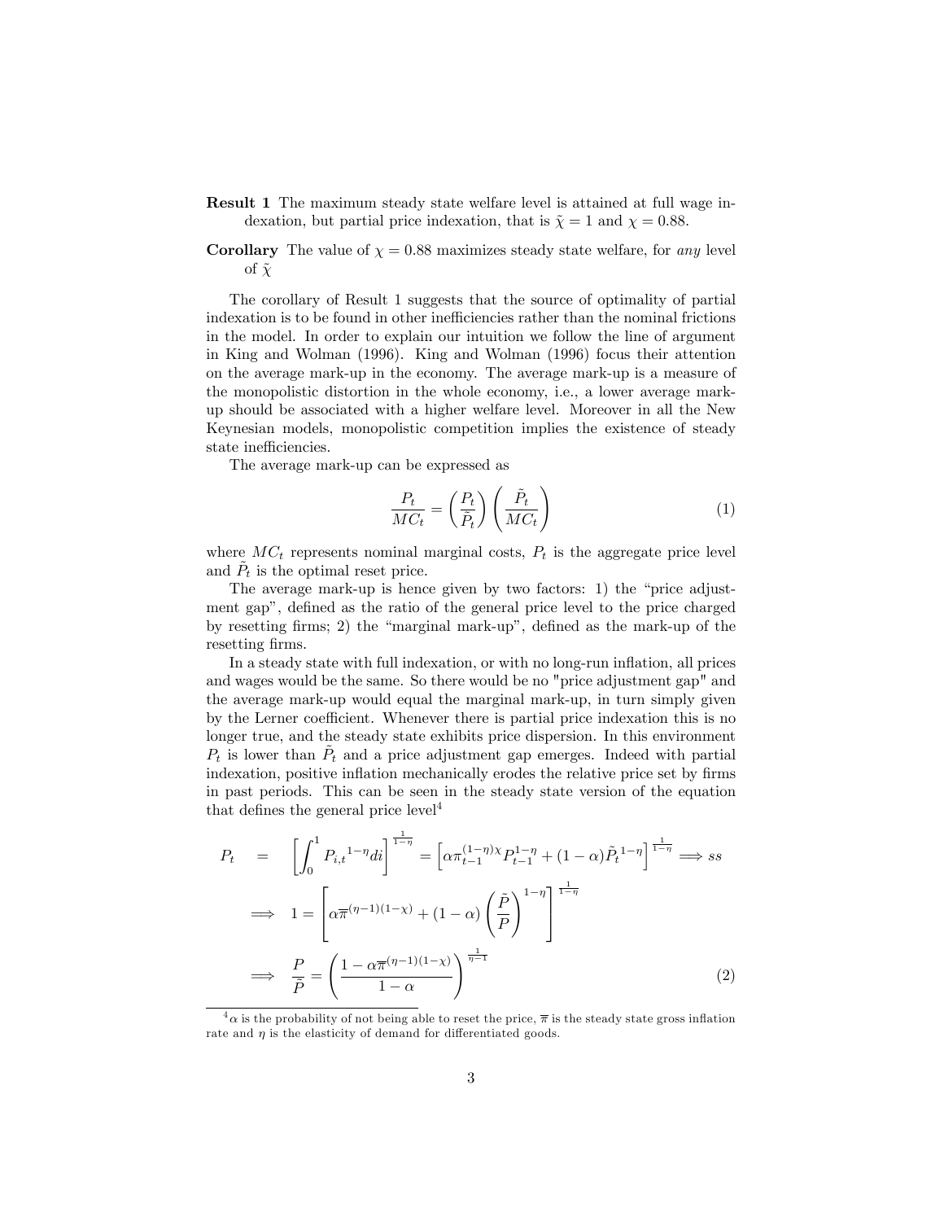**Result 1** The maximum steady state welfare level is attained at full wage indexation, but partial price indexation, that is $\tilde{\chi} = 1$ and $\chi = 0.88$.

**Corollary** The value of $\chi = 0.88$ maximizes steady state welfare, for *any* level of $\tilde{\chi}$

The corollary of Result 1 suggests that the source of optimality of partial indexation is to be found in other inefficiencies rather than the nominal frictions in the model. In order to explain our intuition we follow the line of argument in King and Wolman (1996). King and Wolman (1996) focus their attention on the average mark-up in the economy. The average mark-up is a measure of the monopolistic distortion in the whole economy, i.e., a lower average mark-up should be associated with a higher welfare level. Moreover in all the New Keynesian models, monopolistic competition implies the existence of steady state inefficiencies.

The average mark-up can be expressed as

$$\frac{P_t}{MC_t} = \left(\frac{P_t}{\tilde{P}_t}\right)\left(\frac{\tilde{P}_t}{MC_t}\right) \tag{1}$$

where $MC_t$ represents nominal marginal costs, $P_t$ is the aggregate price level and $\tilde{P}_t$ is the optimal reset price.

The average mark-up is hence given by two factors: 1) the "price adjustment gap", defined as the ratio of the general price level to the price charged by resetting firms; 2) the "marginal mark-up", defined as the mark-up of the resetting firms.

In a steady state with full indexation, or with no long-run inflation, all prices and wages would be the same. So there would be no "price adjustment gap" and the average mark-up would equal the marginal mark-up, in turn simply given by the Lerner coefficient. Whenever there is partial price indexation this is no longer true, and the steady state exhibits price dispersion. In this environment $P_t$ is lower than $\tilde{P}_t$ and a price adjustment gap emerges. Indeed with partial indexation, positive inflation mechanically erodes the relative price set by firms in past periods. This can be seen in the steady state version of the equation that defines the general price level[4]

$$\begin{aligned}
P_t &= \left[\int_0^1 {P_{i,t}}^{1-\eta} di\right]^{\frac{1}{1-\eta}} = \left[\alpha \pi_{t-1}^{(1-\eta)\chi} P_{t-1}^{1-\eta} + (1-\alpha){\tilde{P}_t}^{1-\eta}\right]^{\frac{1}{1-\eta}} \Longrightarrow ss \\
&\Longrightarrow \; 1 = \left[\alpha \overline{\pi}^{(\eta-1)(1-\chi)} + (1-\alpha)\left(\frac{\tilde{P}}{P}\right)^{1-\eta}\right]^{\frac{1}{1-\eta}} \\
&\Longrightarrow \; \frac{P}{\tilde{P}} = \left(\frac{1-\alpha\overline{\pi}^{(\eta-1)(1-\chi)}}{1-\alpha}\right)^{\frac{1}{\eta-1}} \qquad (2)
\end{aligned}$$

[4] $\alpha$ is the probability of not being able to reset the price, $\overline{\pi}$ is the steady state gross inflation rate and $\eta$ is the elasticity of demand for differentiated goods.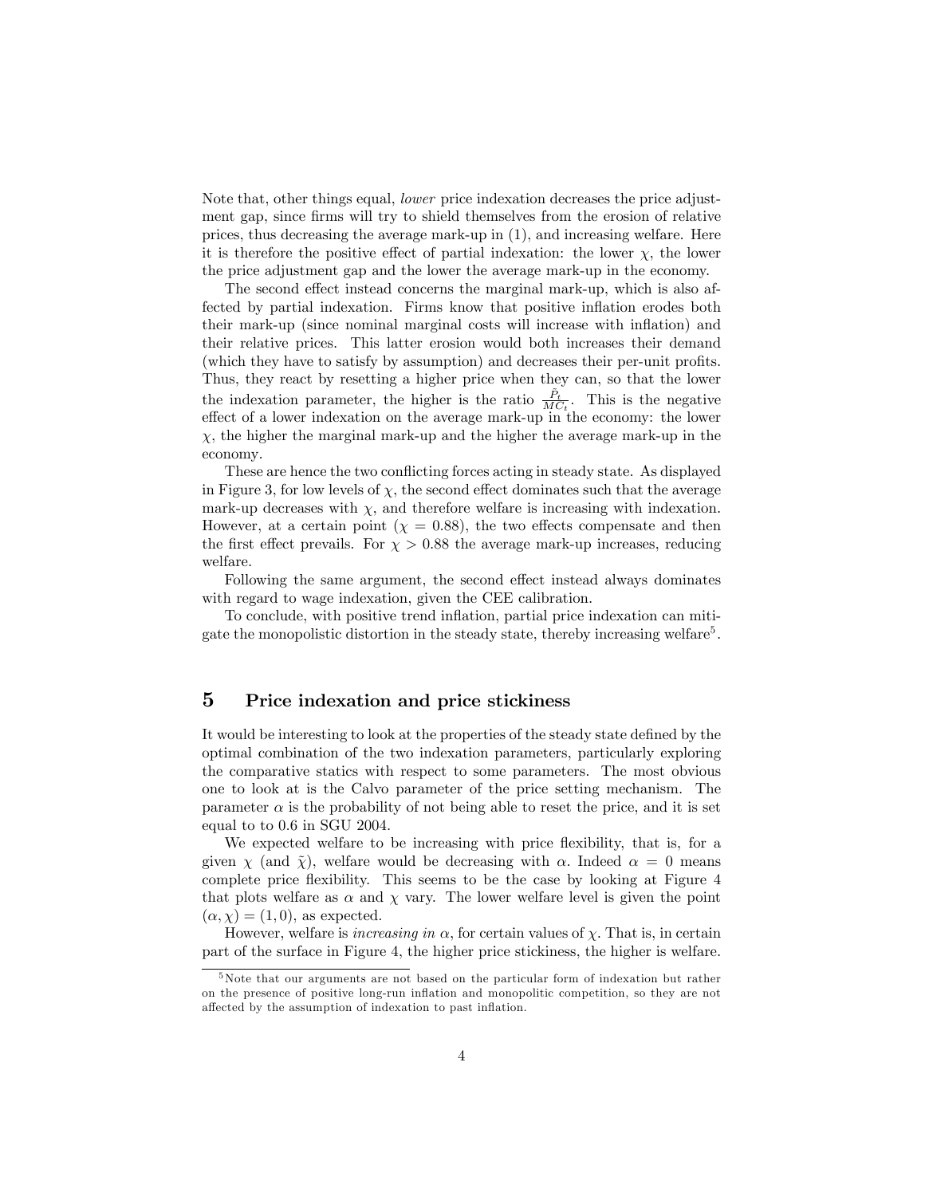Note that, other things equal, *lower* price indexation decreases the price adjustment gap, since firms will try to shield themselves from the erosion of relative prices, thus decreasing the average mark-up in (1), and increasing welfare. Here it is therefore the positive effect of partial indexation: the lower $\chi$, the lower the price adjustment gap and the lower the average mark-up in the economy.

The second effect instead concerns the marginal mark-up, which is also affected by partial indexation. Firms know that positive inflation erodes both their mark-up (since nominal marginal costs will increase with inflation) and their relative prices. This latter erosion would both increases their demand (which they have to satisfy by assumption) and decreases their per-unit profits. Thus, they react by resetting a higher price when they can, so that the lower the indexation parameter, the higher is the ratio $\frac{\tilde{P}_t}{MC_t}$. This is the negative effect of a lower indexation on the average mark-up in the economy: the lower $\chi$, the higher the marginal mark-up and the higher the average mark-up in the economy.

These are hence the two conflicting forces acting in steady state. As displayed in Figure 3, for low levels of $\chi$, the second effect dominates such that the average mark-up decreases with $\chi$, and therefore welfare is increasing with indexation. However, at a certain point ($\chi = 0.88$), the two effects compensate and then the first effect prevails. For $\chi > 0.88$ the average mark-up increases, reducing welfare.

Following the same argument, the second effect instead always dominates with regard to wage indexation, given the CEE calibration.

To conclude, with positive trend inflation, partial price indexation can mitigate the monopolistic distortion in the steady state, thereby increasing welfare[5].

## 5 Price indexation and price stickiness

It would be interesting to look at the properties of the steady state defined by the optimal combination of the two indexation parameters, particularly exploring the comparative statics with respect to some parameters. The most obvious one to look at is the Calvo parameter of the price setting mechanism. The parameter $\alpha$ is the probability of not being able to reset the price, and it is set equal to to 0.6 in SGU 2004.

We expected welfare to be increasing with price flexibility, that is, for a given $\chi$ (and $\tilde{\chi}$), welfare would be decreasing with $\alpha$. Indeed $\alpha = 0$ means complete price flexibility. This seems to be the case by looking at Figure 4 that plots welfare as $\alpha$ and $\chi$ vary. The lower welfare level is given the point $(\alpha, \chi) = (1, 0)$, as expected.

However, welfare is *increasing in* $\alpha$, for certain values of $\chi$. That is, in certain part of the surface in Figure 4, the higher price stickiness, the higher is welfare.

[5] Note that our arguments are not based on the particular form of indexation but rather on the presence of positive long-run inflation and monopolitic competition, so they are not affected by the assumption of indexation to past inflation.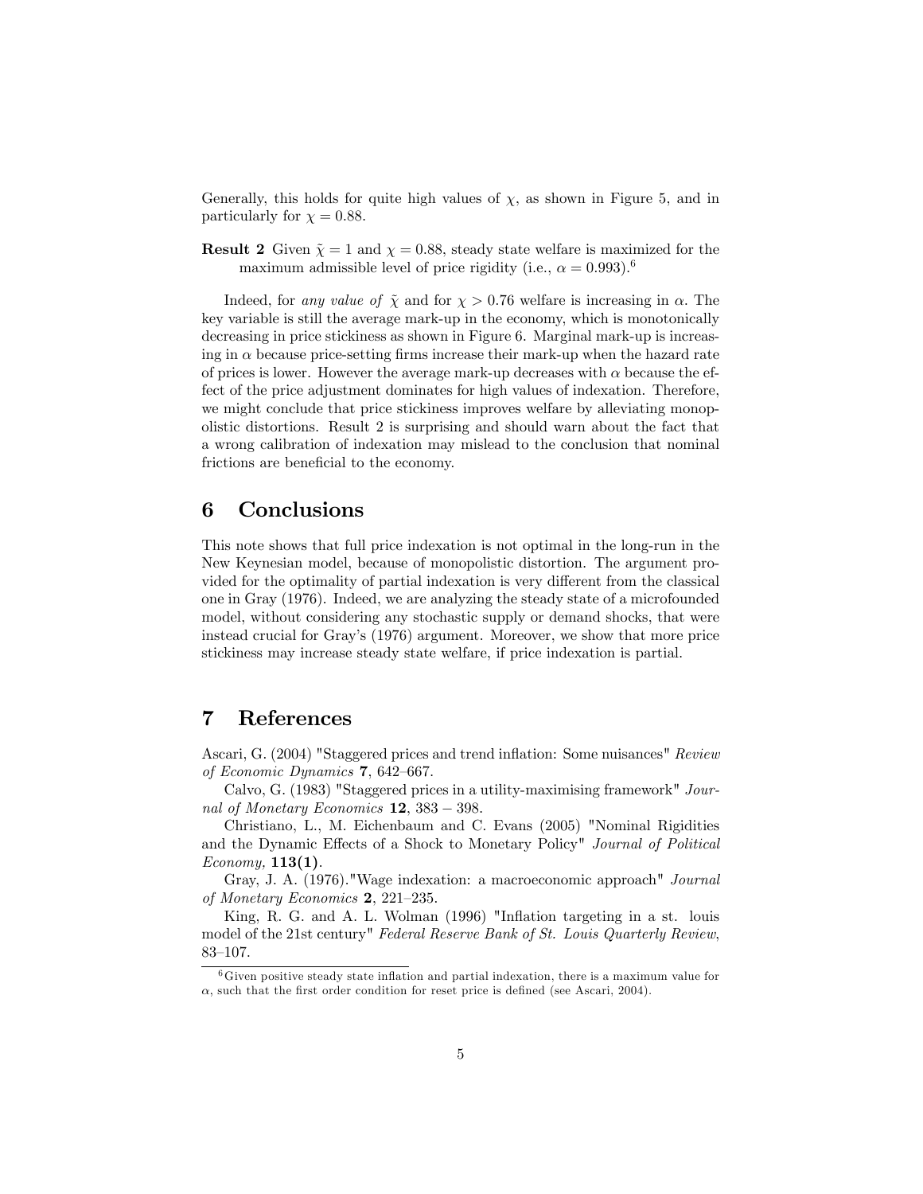Generally, this holds for quite high values of $\chi$, as shown in Figure 5, and in particularly for $\chi = 0.88$.

**Result 2** Given $\tilde{\chi} = 1$ and $\chi = 0.88$, steady state welfare is maximized for the maximum admissible level of price rigidity (i.e., $\alpha = 0.993$).[6]

Indeed, for *any value of* $\tilde{\chi}$ and for $\chi > 0.76$ welfare is increasing in $\alpha$. The key variable is still the average mark-up in the economy, which is monotonically decreasing in price stickiness as shown in Figure 6. Marginal mark-up is increasing in $\alpha$ because price-setting firms increase their mark-up when the hazard rate of prices is lower. However the average mark-up decreases with $\alpha$ because the effect of the price adjustment dominates for high values of indexation. Therefore, we might conclude that price stickiness improves welfare by alleviating monopolistic distortions. Result 2 is surprising and should warn about the fact that a wrong calibration of indexation may mislead to the conclusion that nominal frictions are beneficial to the economy.

## 6 Conclusions

This note shows that full price indexation is not optimal in the long-run in the New Keynesian model, because of monopolistic distortion. The argument provided for the optimality of partial indexation is very different from the classical one in Gray (1976). Indeed, we are analyzing the steady state of a microfounded model, without considering any stochastic supply or demand shocks, that were instead crucial for Gray's (1976) argument. Moreover, we show that more price stickiness may increase steady state welfare, if price indexation is partial.

## 7 References

Ascari, G. (2004) "Staggered prices and trend inflation: Some nuisances" *Review of Economic Dynamics* **7**, 642–667.

Calvo, G. (1983) "Staggered prices in a utility-maximising framework" *Journal of Monetary Economics* **12**, 383 − 398.

Christiano, L., M. Eichenbaum and C. Evans (2005) "Nominal Rigidities and the Dynamic Effects of a Shock to Monetary Policy" *Journal of Political Economy,* **113(1)**.

Gray, J. A. (1976)."Wage indexation: a macroeconomic approach" *Journal of Monetary Economics* **2**, 221–235.

King, R. G. and A. L. Wolman (1996) "Inflation targeting in a st. louis model of the 21st century" *Federal Reserve Bank of St. Louis Quarterly Review*, 83–107.

[6] Given positive steady state inflation and partial indexation, there is a maximum value for $\alpha$, such that the first order condition for reset price is defined (see Ascari, 2004).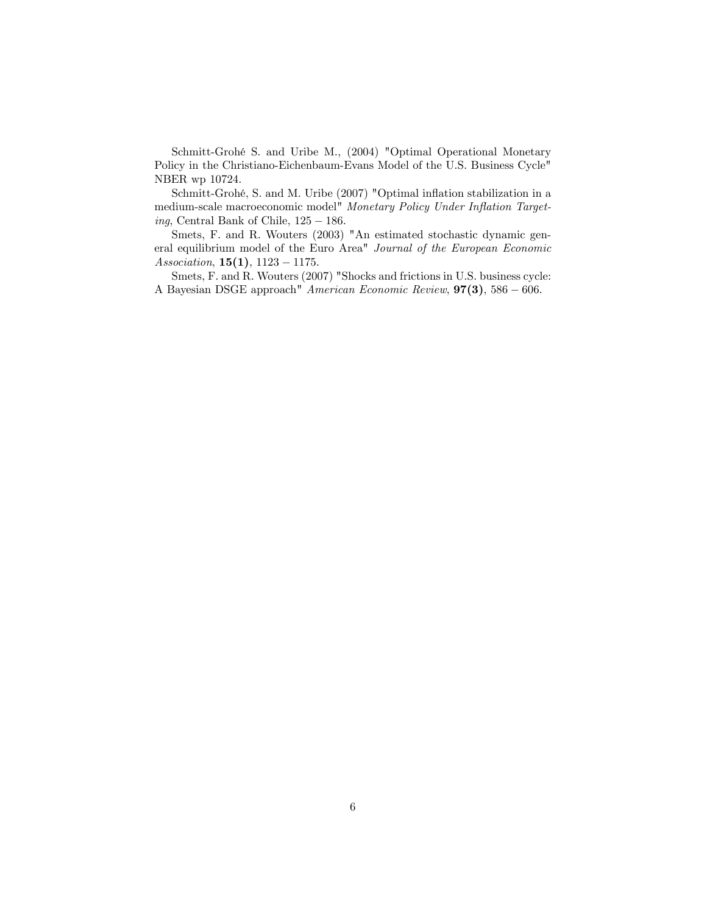Schmitt-Grohé S. and Uribe M., (2004) "Optimal Operational Monetary Policy in the Christiano-Eichenbaum-Evans Model of the U.S. Business Cycle" NBER wp 10724.

Schmitt-Grohé, S. and M. Uribe (2007) "Optimal inflation stabilization in a medium-scale macroeconomic model" *Monetary Policy Under Inflation Targeting*, Central Bank of Chile, 125 − 186.

Smets, F. and R. Wouters (2003) "An estimated stochastic dynamic general equilibrium model of the Euro Area" *Journal of the European Economic Association*, **15(1)**, 1123 − 1175.

Smets, F. and R. Wouters (2007) "Shocks and frictions in U.S. business cycle: A Bayesian DSGE approach" *American Economic Review*, **97(3)**, 586 − 606.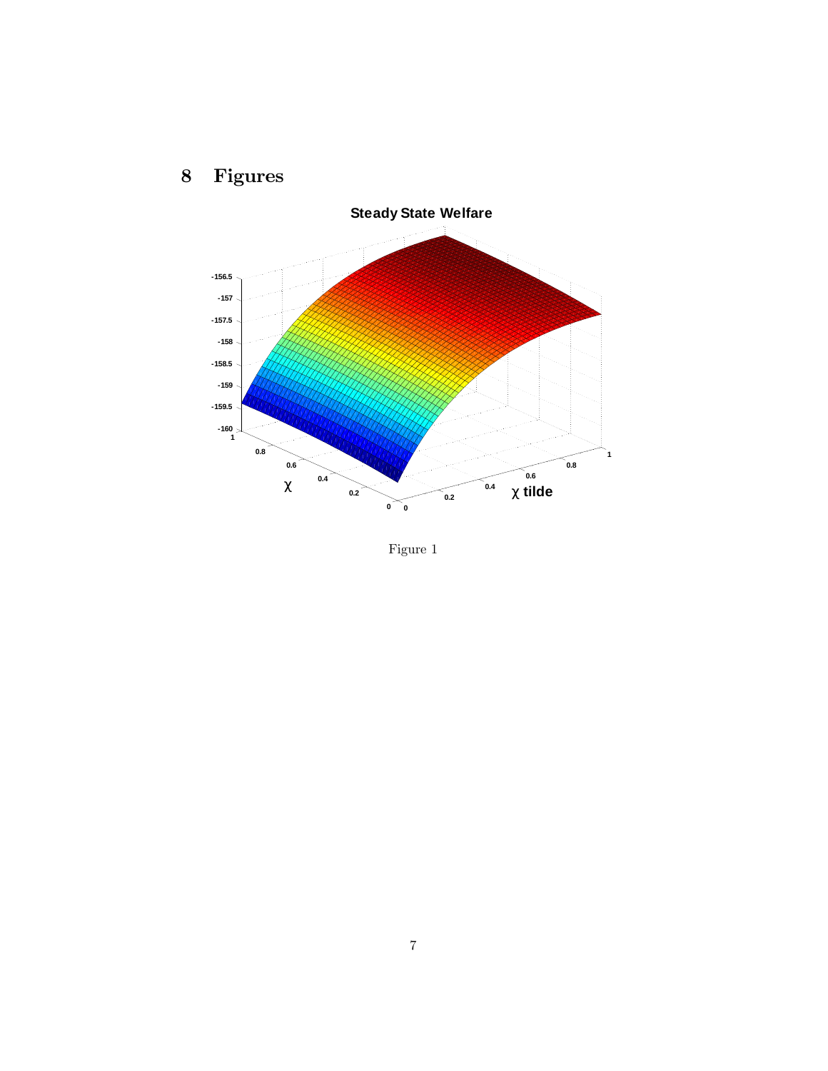# 8 Figures

Figure 1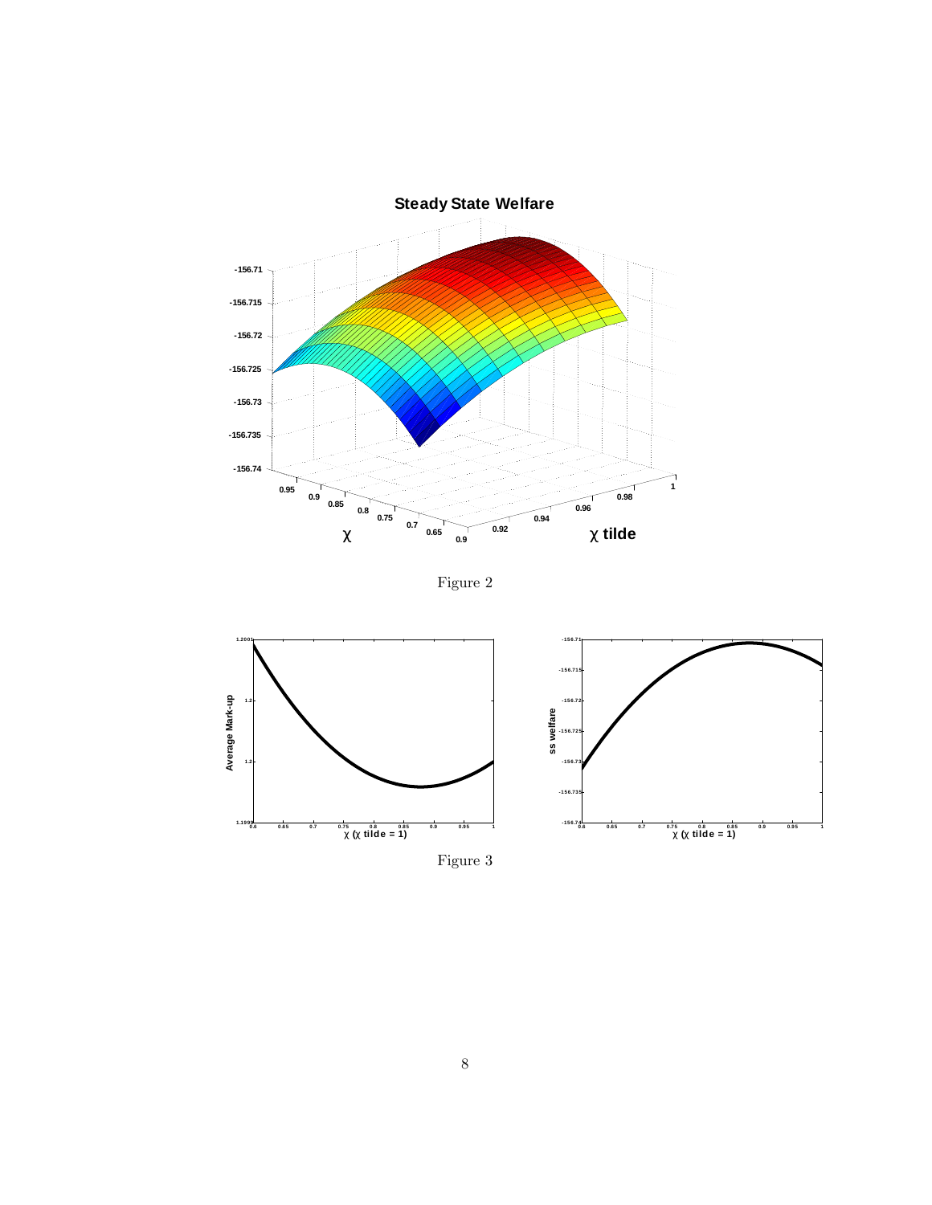Figure 2

Figure 3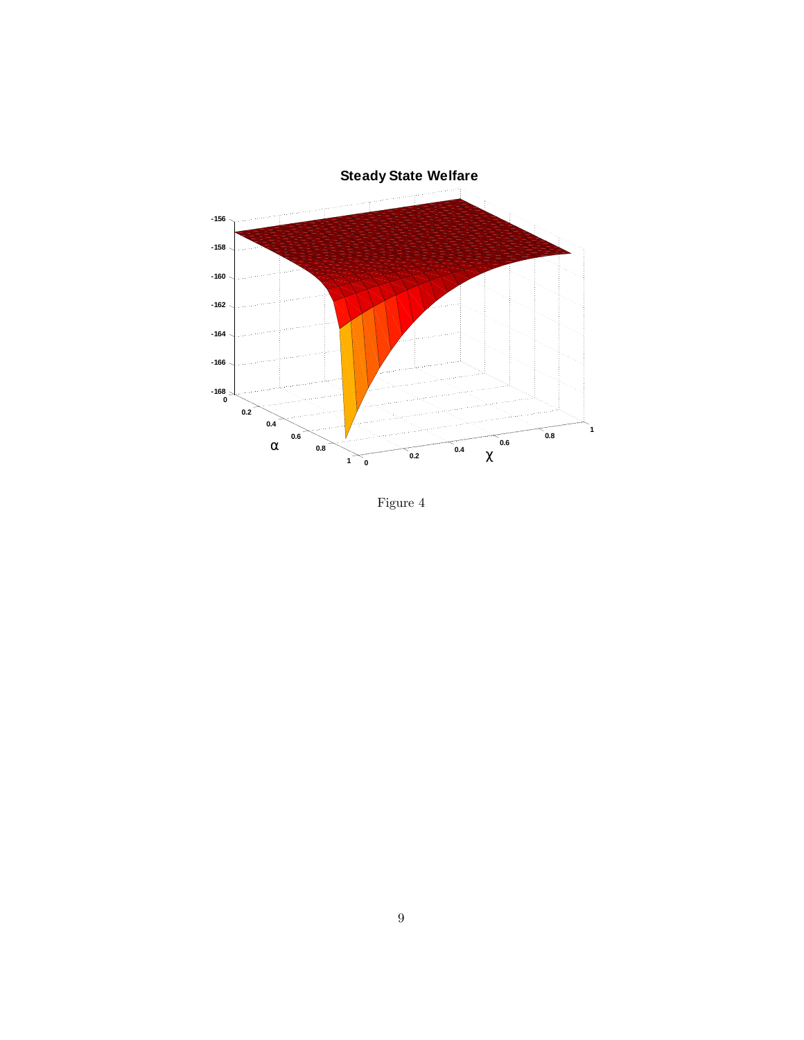Figure 4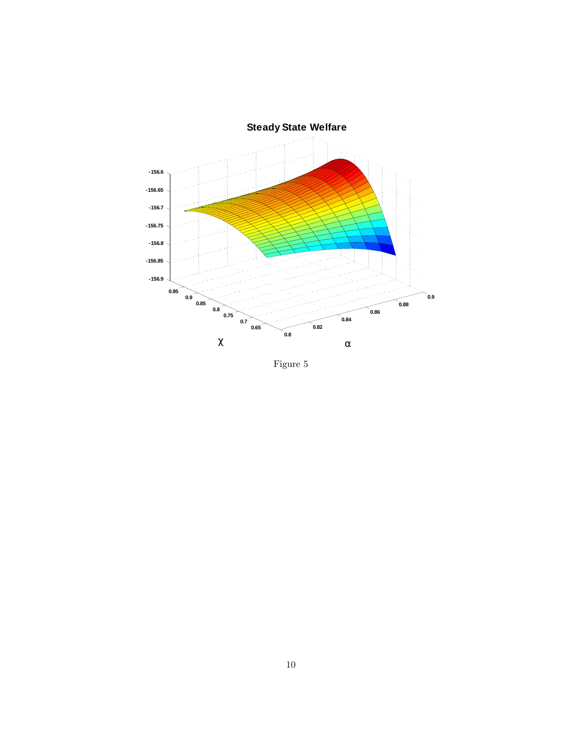Figure 5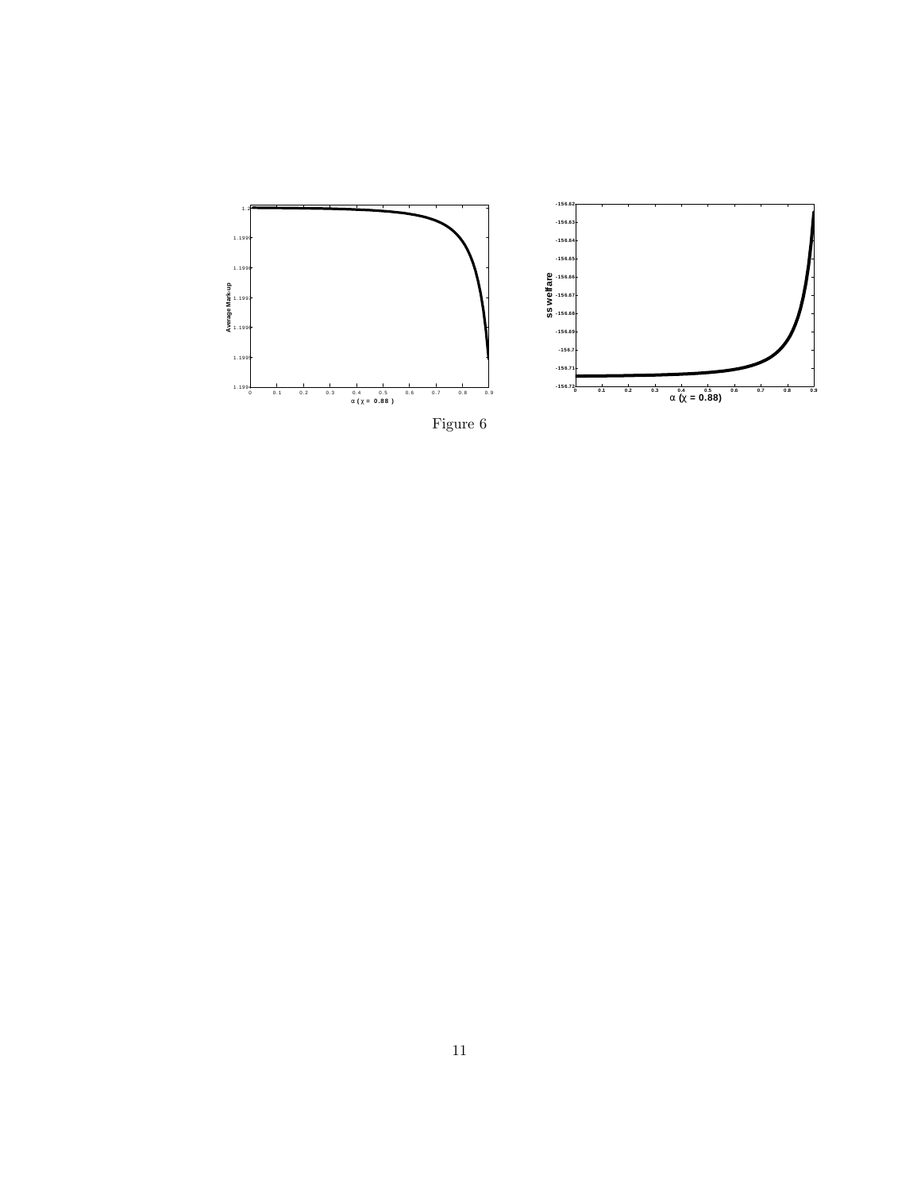Average Mark-up

1.2

1.1999

1.1998

1.1997

1.1996

1.1995

1.1994

0 0.1 0.2 0.3 0.4 0.5 0.6 0.7 0.8 0.9

α ( χ = 0.88 )

ss welfare

-156.62

-156.63

-156.64

-156.65

-156.66

-156.67

-156.68

-156.69

-156.7

-156.71

-156.72

0 0.1 0.2 0.3 0.4 0.5 0.6 0.7 0.8 0.9

α (χ = 0.88)

Figure 6